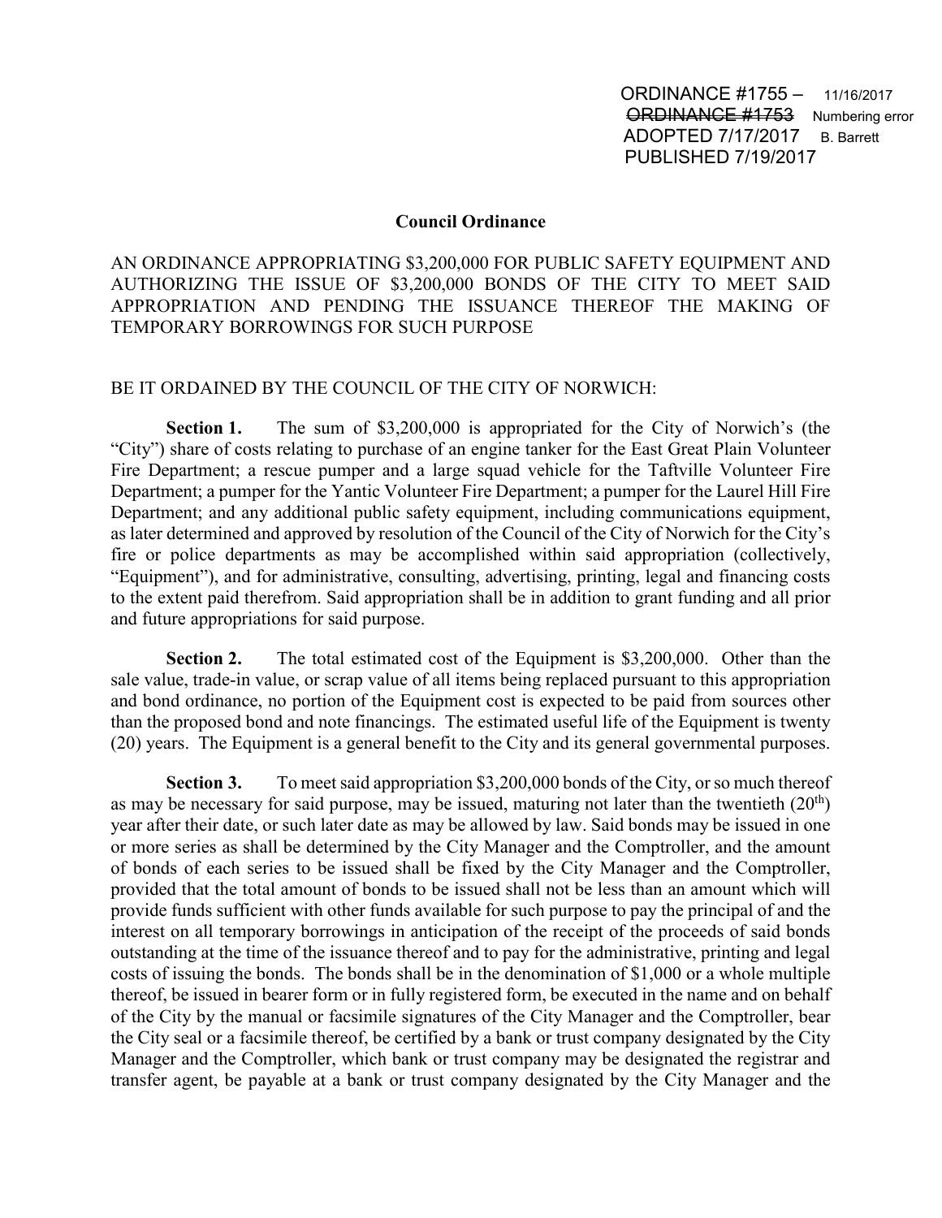ORDINANCE #1755 – 11/16/2017
~~ORDINANCE #1753~~ Numbering error
ADOPTED 7/17/2017 B. Barrett
PUBLISHED 7/19/2017

**Council Ordinance**

AN ORDINANCE APPROPRIATING $3,200,000 FOR PUBLIC SAFETY EQUIPMENT AND AUTHORIZING THE ISSUE OF $3,200,000 BONDS OF THE CITY TO MEET SAID APPROPRIATION AND PENDING THE ISSUANCE THEREOF THE MAKING OF TEMPORARY BORROWINGS FOR SUCH PURPOSE

BE IT ORDAINED BY THE COUNCIL OF THE CITY OF NORWICH:

**Section 1.** The sum of $3,200,000 is appropriated for the City of Norwich's (the "City") share of costs relating to purchase of an engine tanker for the East Great Plain Volunteer Fire Department; a rescue pumper and a large squad vehicle for the Taftville Volunteer Fire Department; a pumper for the Yantic Volunteer Fire Department; a pumper for the Laurel Hill Fire Department; and any additional public safety equipment, including communications equipment, as later determined and approved by resolution of the Council of the City of Norwich for the City's fire or police departments as may be accomplished within said appropriation (collectively, "Equipment"), and for administrative, consulting, advertising, printing, legal and financing costs to the extent paid therefrom. Said appropriation shall be in addition to grant funding and all prior and future appropriations for said purpose.

**Section 2.** The total estimated cost of the Equipment is $3,200,000. Other than the sale value, trade-in value, or scrap value of all items being replaced pursuant to this appropriation and bond ordinance, no portion of the Equipment cost is expected to be paid from sources other than the proposed bond and note financings. The estimated useful life of the Equipment is twenty (20) years. The Equipment is a general benefit to the City and its general governmental purposes.

**Section 3.** To meet said appropriation $3,200,000 bonds of the City, or so much thereof as may be necessary for said purpose, may be issued, maturing not later than the twentieth (20th) year after their date, or such later date as may be allowed by law. Said bonds may be issued in one or more series as shall be determined by the City Manager and the Comptroller, and the amount of bonds of each series to be issued shall be fixed by the City Manager and the Comptroller, provided that the total amount of bonds to be issued shall not be less than an amount which will provide funds sufficient with other funds available for such purpose to pay the principal of and the interest on all temporary borrowings in anticipation of the receipt of the proceeds of said bonds outstanding at the time of the issuance thereof and to pay for the administrative, printing and legal costs of issuing the bonds. The bonds shall be in the denomination of $1,000 or a whole multiple thereof, be issued in bearer form or in fully registered form, be executed in the name and on behalf of the City by the manual or facsimile signatures of the City Manager and the Comptroller, bear the City seal or a facsimile thereof, be certified by a bank or trust company designated by the City Manager and the Comptroller, which bank or trust company may be designated the registrar and transfer agent, be payable at a bank or trust company designated by the City Manager and the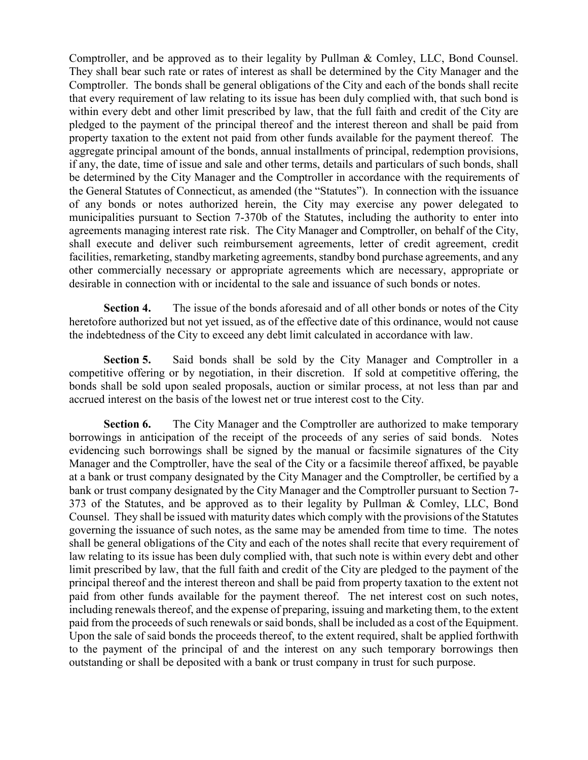Comptroller, and be approved as to their legality by Pullman & Comley, LLC, Bond Counsel. They shall bear such rate or rates of interest as shall be determined by the City Manager and the Comptroller. The bonds shall be general obligations of the City and each of the bonds shall recite that every requirement of law relating to its issue has been duly complied with, that such bond is within every debt and other limit prescribed by law, that the full faith and credit of the City are pledged to the payment of the principal thereof and the interest thereon and shall be paid from property taxation to the extent not paid from other funds available for the payment thereof. The aggregate principal amount of the bonds, annual installments of principal, redemption provisions, if any, the date, time of issue and sale and other terms, details and particulars of such bonds, shall be determined by the City Manager and the Comptroller in accordance with the requirements of the General Statutes of Connecticut, as amended (the "Statutes"). In connection with the issuance of any bonds or notes authorized herein, the City may exercise any power delegated to municipalities pursuant to Section 7-370b of the Statutes, including the authority to enter into agreements managing interest rate risk. The City Manager and Comptroller, on behalf of the City, shall execute and deliver such reimbursement agreements, letter of credit agreement, credit facilities, remarketing, standby marketing agreements, standby bond purchase agreements, and any other commercially necessary or appropriate agreements which are necessary, appropriate or desirable in connection with or incidental to the sale and issuance of such bonds or notes.

**Section 4.** The issue of the bonds aforesaid and of all other bonds or notes of the City heretofore authorized but not yet issued, as of the effective date of this ordinance, would not cause the indebtedness of the City to exceed any debt limit calculated in accordance with law.

**Section 5.** Said bonds shall be sold by the City Manager and Comptroller in a competitive offering or by negotiation, in their discretion. If sold at competitive offering, the bonds shall be sold upon sealed proposals, auction or similar process, at not less than par and accrued interest on the basis of the lowest net or true interest cost to the City.

**Section 6.** The City Manager and the Comptroller are authorized to make temporary borrowings in anticipation of the receipt of the proceeds of any series of said bonds. Notes evidencing such borrowings shall be signed by the manual or facsimile signatures of the City Manager and the Comptroller, have the seal of the City or a facsimile thereof affixed, be payable at a bank or trust company designated by the City Manager and the Comptroller, be certified by a bank or trust company designated by the City Manager and the Comptroller pursuant to Section 7-373 of the Statutes, and be approved as to their legality by Pullman & Comley, LLC, Bond Counsel. They shall be issued with maturity dates which comply with the provisions of the Statutes governing the issuance of such notes, as the same may be amended from time to time. The notes shall be general obligations of the City and each of the notes shall recite that every requirement of law relating to its issue has been duly complied with, that such note is within every debt and other limit prescribed by law, that the full faith and credit of the City are pledged to the payment of the principal thereof and the interest thereon and shall be paid from property taxation to the extent not paid from other funds available for the payment thereof. The net interest cost on such notes, including renewals thereof, and the expense of preparing, issuing and marketing them, to the extent paid from the proceeds of such renewals or said bonds, shall be included as a cost of the Equipment. Upon the sale of said bonds the proceeds thereof, to the extent required, shalt be applied forthwith to the payment of the principal of and the interest on any such temporary borrowings then outstanding or shall be deposited with a bank or trust company in trust for such purpose.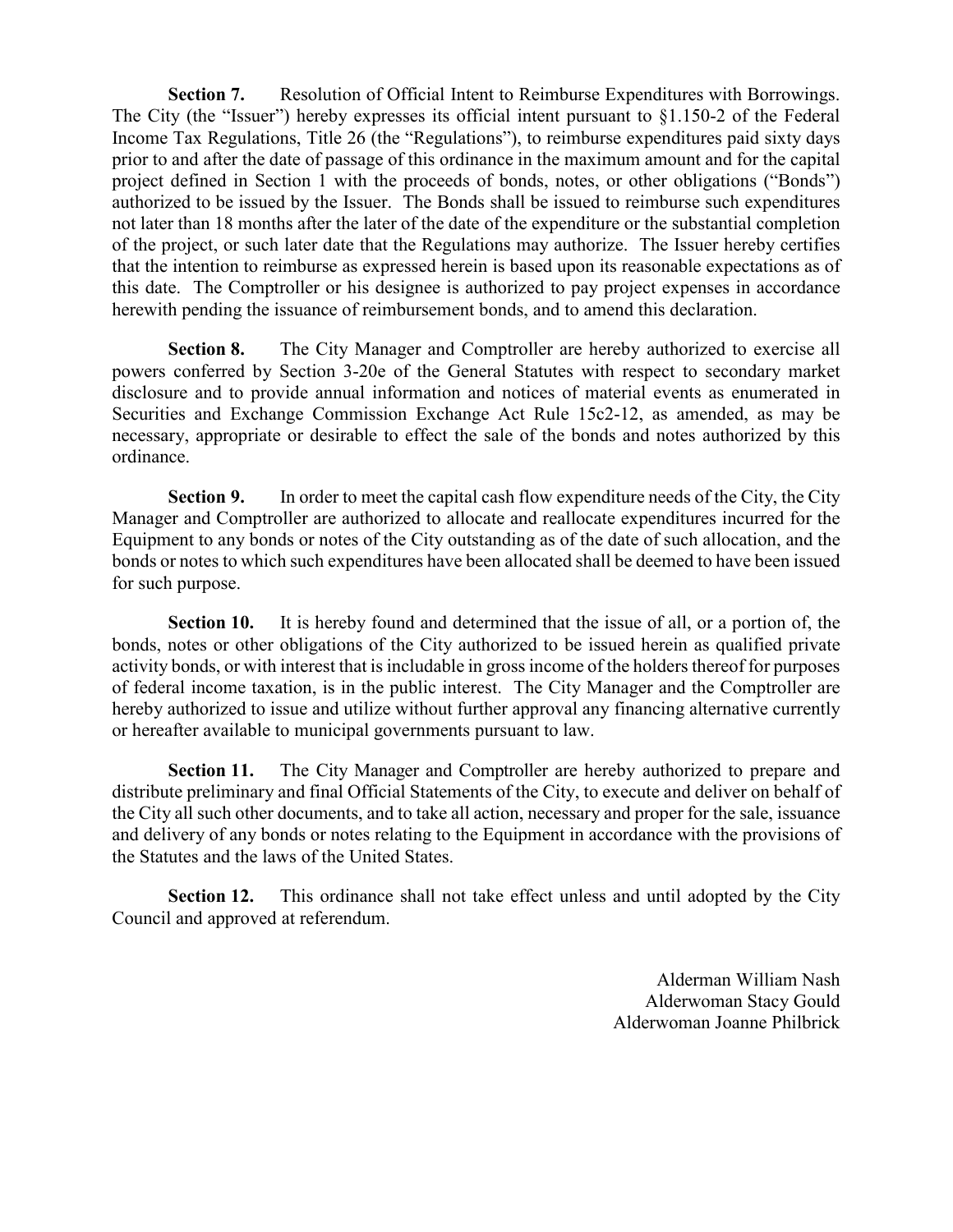**Section 7.** Resolution of Official Intent to Reimburse Expenditures with Borrowings. The City (the "Issuer") hereby expresses its official intent pursuant to §1.150-2 of the Federal Income Tax Regulations, Title 26 (the "Regulations"), to reimburse expenditures paid sixty days prior to and after the date of passage of this ordinance in the maximum amount and for the capital project defined in Section 1 with the proceeds of bonds, notes, or other obligations ("Bonds") authorized to be issued by the Issuer. The Bonds shall be issued to reimburse such expenditures not later than 18 months after the later of the date of the expenditure or the substantial completion of the project, or such later date that the Regulations may authorize. The Issuer hereby certifies that the intention to reimburse as expressed herein is based upon its reasonable expectations as of this date. The Comptroller or his designee is authorized to pay project expenses in accordance herewith pending the issuance of reimbursement bonds, and to amend this declaration.

**Section 8.** The City Manager and Comptroller are hereby authorized to exercise all powers conferred by Section 3-20e of the General Statutes with respect to secondary market disclosure and to provide annual information and notices of material events as enumerated in Securities and Exchange Commission Exchange Act Rule 15c2-12, as amended, as may be necessary, appropriate or desirable to effect the sale of the bonds and notes authorized by this ordinance.

**Section 9.** In order to meet the capital cash flow expenditure needs of the City, the City Manager and Comptroller are authorized to allocate and reallocate expenditures incurred for the Equipment to any bonds or notes of the City outstanding as of the date of such allocation, and the bonds or notes to which such expenditures have been allocated shall be deemed to have been issued for such purpose.

**Section 10.** It is hereby found and determined that the issue of all, or a portion of, the bonds, notes or other obligations of the City authorized to be issued herein as qualified private activity bonds, or with interest that is includable in gross income of the holders thereof for purposes of federal income taxation, is in the public interest. The City Manager and the Comptroller are hereby authorized to issue and utilize without further approval any financing alternative currently or hereafter available to municipal governments pursuant to law.

**Section 11.** The City Manager and Comptroller are hereby authorized to prepare and distribute preliminary and final Official Statements of the City, to execute and deliver on behalf of the City all such other documents, and to take all action, necessary and proper for the sale, issuance and delivery of any bonds or notes relating to the Equipment in accordance with the provisions of the Statutes and the laws of the United States.

**Section 12.** This ordinance shall not take effect unless and until adopted by the City Council and approved at referendum.

Alderman William Nash
Alderwoman Stacy Gould
Alderwoman Joanne Philbrick